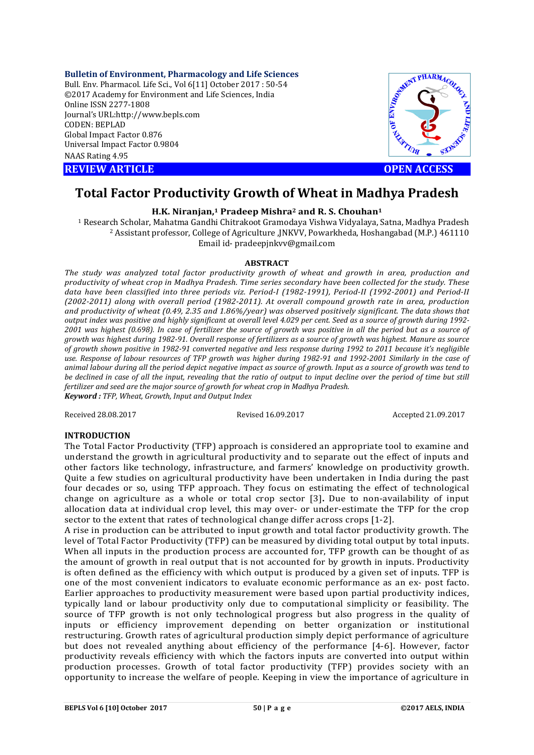**Bulletin of Environment, Pharmacology and Life Sciences**
Bull. Env. Pharmacol. Life Sci., Vol 6[11] October 2017 : 50-54
©2017 Academy for Environment and Life Sciences, India
Online ISSN 2277-1808
Journal's URL:http://www.bepls.com
CODEN: BEPLAD
Global Impact Factor 0.876
Universal Impact Factor 0.9804
NAAS Rating 4.95

**REVIEW ARTICLE** **OPEN ACCESS**

# Total Factor Productivity Growth of Wheat in Madhya Pradesh

**H.K. Niranjan,[1] Pradeep Mishra[2] and R. S. Chouhan[1]**

[1] Research Scholar, Mahatma Gandhi Chitrakoot Gramodaya Vishwa Vidyalaya, Satna, Madhya Pradesh
[2] Assistant professor, College of Agriculture ,JNKVV, Powarkheda, Hoshangabad (M.P.) 461110
Email id- pradeepjnkvv@gmail.com

## ABSTRACT

*The study was analyzed total factor productivity growth of wheat and growth in area, production and productivity of wheat crop in Madhya Pradesh. Time series secondary have been collected for the study. These data have been classified into three periods viz. Period-I (1982-1991), Period-II (1992-2001) and Period-II (2002-2011) along with overall period (1982-2011). At overall compound growth rate in area, production and productivity of wheat (0.49, 2.35 and 1.86%/year) was observed positively significant. The data shows that output index was positive and highly significant at overall level 4.029 per cent. Seed as a source of growth during 1992-2001 was highest (0.698). In case of fertilizer the source of growth was positive in all the period but as a source of growth was highest during 1982-91. Overall response of fertilizers as a source of growth was highest. Manure as source of growth shown positive in 1982-91 converted negative and less response during 1992 to 2011 because it's negligible use. Response of labour resources of TFP growth was higher during 1982-91 and 1992-2001 Similarly in the case of animal labour during all the period depict negative impact as source of growth. Input as a source of growth was tend to be declined in case of all the input, revealing that the ratio of output to input decline over the period of time but still fertilizer and seed are the major source of growth for wheat crop in Madhya Pradesh.*
***Keyword :*** *TFP, Wheat, Growth, Input and Output Index*

Received 28.08.2017 Revised 16.09.2017 Accepted 21.09.2017

## INTRODUCTION

The Total Factor Productivity (TFP) approach is considered an appropriate tool to examine and understand the growth in agricultural productivity and to separate out the effect of inputs and other factors like technology, infrastructure, and farmers' knowledge on productivity growth. Quite a few studies on agricultural productivity have been undertaken in India during the past four decades or so, using TFP approach. They focus on estimating the effect of technological change on agriculture as a whole or total crop sector [3]**.** Due to non-availability of input allocation data at individual crop level, this may over- or under-estimate the TFP for the crop sector to the extent that rates of technological change differ across crops [1-2].

A rise in production can be attributed to input growth and total factor productivity growth. The level of Total Factor Productivity (TFP) can be measured by dividing total output by total inputs. When all inputs in the production process are accounted for, TFP growth can be thought of as the amount of growth in real output that is not accounted for by growth in inputs. Productivity is often defined as the efficiency with which output is produced by a given set of inputs. TFP is one of the most convenient indicators to evaluate economic performance as an ex- post facto. Earlier approaches to productivity measurement were based upon partial productivity indices, typically land or labour productivity only due to computational simplicity or feasibility. The source of TFP growth is not only technological progress but also progress in the quality of inputs or efficiency improvement depending on better organization or institutional restructuring. Growth rates of agricultural production simply depict performance of agriculture but does not revealed anything about efficiency of the performance [4-6]. However, factor productivity reveals efficiency with which the factors inputs are converted into output within production processes. Growth of total factor productivity (TFP) provides society with an opportunity to increase the welfare of people. Keeping in view the importance of agriculture in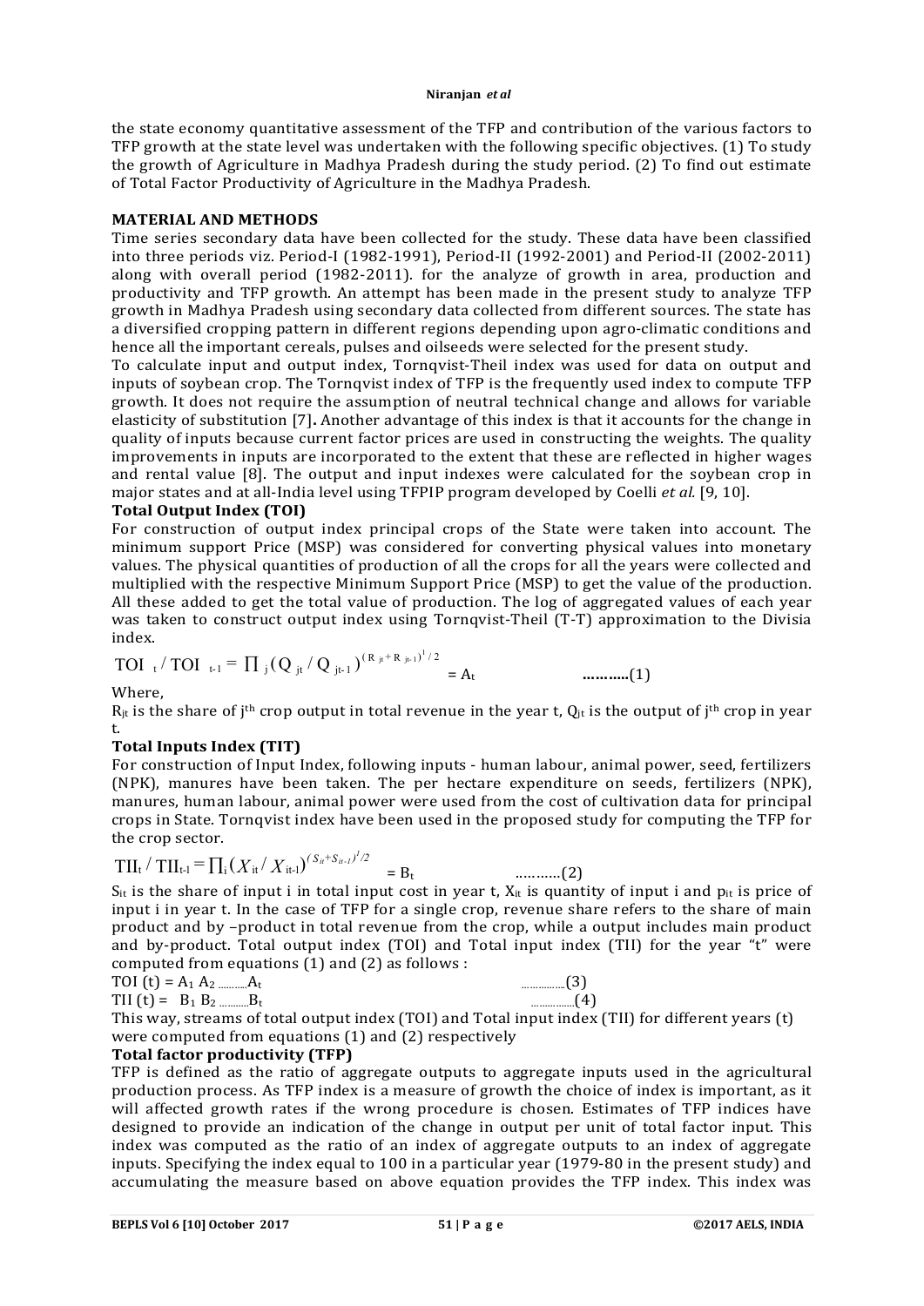the state economy quantitative assessment of the TFP and contribution of the various factors to TFP growth at the state level was undertaken with the following specific objectives. (1) To study the growth of Agriculture in Madhya Pradesh during the study period. (2) To find out estimate of Total Factor Productivity of Agriculture in the Madhya Pradesh.

## MATERIAL AND METHODS

Time series secondary data have been collected for the study. These data have been classified into three periods viz. Period-I (1982-1991), Period-II (1992-2001) and Period-II (2002-2011) along with overall period (1982-2011). for the analyze of growth in area, production and productivity and TFP growth. An attempt has been made in the present study to analyze TFP growth in Madhya Pradesh using secondary data collected from different sources. The state has a diversified cropping pattern in different regions depending upon agro-climatic conditions and hence all the important cereals, pulses and oilseeds were selected for the present study.

To calculate input and output index, Tornqvist-Theil index was used for data on output and inputs of soybean crop. The Tornqvist index of TFP is the frequently used index to compute TFP growth. It does not require the assumption of neutral technical change and allows for variable elasticity of substitution [7]. Another advantage of this index is that it accounts for the change in quality of inputs because current factor prices are used in constructing the weights. The quality improvements in inputs are incorporated to the extent that these are reflected in higher wages and rental value [8]. The output and input indexes were calculated for the soybean crop in major states and at all-India level using TFPIP program developed by Coelli *et al.* [9, 10].

### Total Output Index (TOI)

For construction of output index principal crops of the State were taken into account. The minimum support Price (MSP) was considered for converting physical values into monetary values. The physical quantities of production of all the crops for all the years were collected and multiplied with the respective Minimum Support Price (MSP) to get the value of the production. All these added to get the total value of production. The log of aggregated values of each year was taken to construct output index using Tornqvist-Theil (T-T) approximation to the Divisia index.

$$TOI_t / TOI_{t-1} = \prod_j (Q_{jt} / Q_{jt-1})^{(R_{jt}+R_{jt-1})^{1}/2} = A_t \qquad \text{..........(1)}$$

Where,

$R_{jt}$ is the share of $j^{th}$ crop output in total revenue in the year t, $Q_{jt}$ is the output of $j^{th}$ crop in year t.

### Total Inputs Index (TIT)

For construction of Input Index, following inputs - human labour, animal power, seed, fertilizers (NPK), manures have been taken. The per hectare expenditure on seeds, fertilizers (NPK), manures, human labour, animal power were used from the cost of cultivation data for principal crops in State. Tornqvist index have been used in the proposed study for computing the TFP for the crop sector.

$$TII_t / TII_{t-1} = \prod_i (X_{it} / X_{it-1})^{(S_{it}+S_{it-1})^{1}/2} = B_t \qquad \text{..........(2)}$$

$S_{it}$ is the share of input i in total input cost in year t, $X_{it}$ is quantity of input i and $p_{it}$ is price of input i in year t. In the case of TFP for a single crop, revenue share refers to the share of main product and by –product in total revenue from the crop, while a output includes main product and by-product. Total output index (TOI) and Total input index (TII) for the year "t" were computed from equations (1) and (2) as follows :

$$TOI\,(t) = A_1 A_2 \ldots A_t \qquad \text{..........(3)}$$

$$TII\,(t) = B_1 B_2 \ldots B_t \qquad \text{..........(4)}$$

This way, streams of total output index (TOI) and Total input index (TII) for different years (t) were computed from equations (1) and (2) respectively

### Total factor productivity (TFP)

TFP is defined as the ratio of aggregate outputs to aggregate inputs used in the agricultural production process. As TFP index is a measure of growth the choice of index is important, as it will affected growth rates if the wrong procedure is chosen. Estimates of TFP indices have designed to provide an indication of the change in output per unit of total factor input. This index was computed as the ratio of an index of aggregate outputs to an index of aggregate inputs. Specifying the index equal to 100 in a particular year (1979-80 in the present study) and accumulating the measure based on above equation provides the TFP index. This index was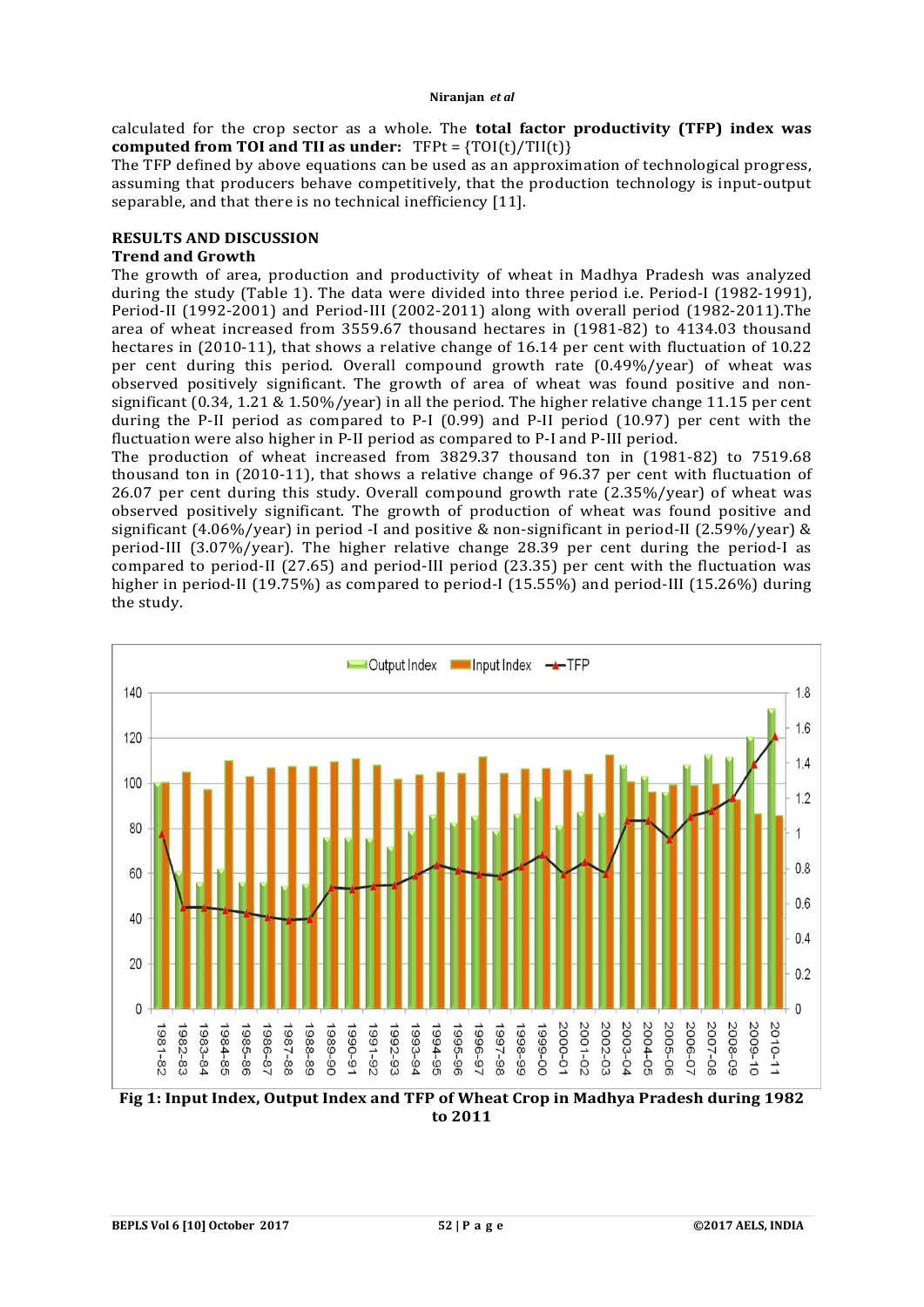calculated for the crop sector as a whole. The **total factor productivity (TFP) index was computed from TOI and TII as under:** $TFP_t = \{TOI(t)/TII(t)\}$

The TFP defined by above equations can be used as an approximation of technological progress, assuming that producers behave competitively, that the production technology is input-output separable, and that there is no technical inefficiency [11].

## RESULTS AND DISCUSSION

### Trend and Growth

The growth of area, production and productivity of wheat in Madhya Pradesh was analyzed during the study (Table 1). The data were divided into three period i.e. Period-I (1982-1991), Period-II (1992-2001) and Period-III (2002-2011) along with overall period (1982-2011).The area of wheat increased from 3559.67 thousand hectares in (1981-82) to 4134.03 thousand hectares in (2010-11), that shows a relative change of 16.14 per cent with fluctuation of 10.22 per cent during this period. Overall compound growth rate (0.49%/year) of wheat was observed positively significant. The growth of area of wheat was found positive and non-significant (0.34, 1.21 & 1.50%/year) in all the period. The higher relative change 11.15 per cent during the P-II period as compared to P-I (0.99) and P-II period (10.97) per cent with the fluctuation were also higher in P-II period as compared to P-I and P-III period.

The production of wheat increased from 3829.37 thousand ton in (1981-82) to 7519.68 thousand ton in (2010-11), that shows a relative change of 96.37 per cent with fluctuation of 26.07 per cent during this study. Overall compound growth rate (2.35%/year) of wheat was observed positively significant. The growth of production of wheat was found positive and significant (4.06%/year) in period -I and positive & non-significant in period-II (2.59%/year) & period-III (3.07%/year). The higher relative change 28.39 per cent during the period-I as compared to period-II (27.65) and period-III period (23.35) per cent with the fluctuation was higher in period-II (19.75%) as compared to period-I (15.55%) and period-III (15.26%) during the study.

**Fig 1: Input Index, Output Index and TFP of Wheat Crop in Madhya Pradesh during 1982 to 2011**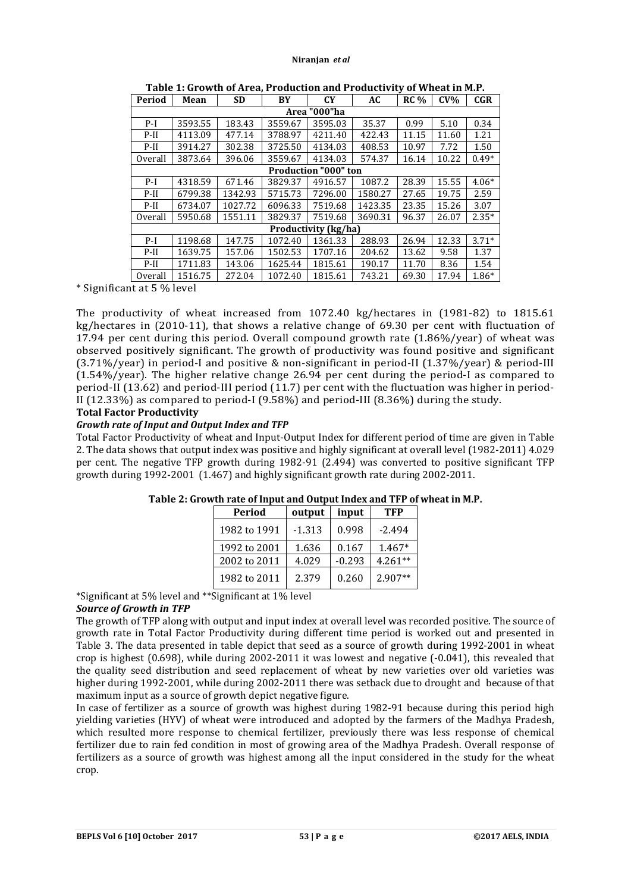**Table 1: Growth of Area, Production and Productivity of Wheat in M.P.**

| Period | Mean | SD | BY | CY | AC | RC % | CV% | CGR |
|---|---|---|---|---|---|---|---|---|
| **Area "000"ha** | | | | | | | | |
| P-I | 3593.55 | 183.43 | 3559.67 | 3595.03 | 35.37 | 0.99 | 5.10 | 0.34 |
| P-II | 4113.09 | 477.14 | 3788.97 | 4211.40 | 422.43 | 11.15 | 11.60 | 1.21 |
| P-II | 3914.27 | 302.38 | 3725.50 | 4134.03 | 408.53 | 10.97 | 7.72 | 1.50 |
| Overall | 3873.64 | 396.06 | 3559.67 | 4134.03 | 574.37 | 16.14 | 10.22 | 0.49* |
| **Production "000" ton** | | | | | | | | |
| P-I | 4318.59 | 671.46 | 3829.37 | 4916.57 | 1087.2 | 28.39 | 15.55 | 4.06* |
| P-II | 6799.38 | 1342.93 | 5715.73 | 7296.00 | 1580.27 | 27.65 | 19.75 | 2.59 |
| P-II | 6734.07 | 1027.72 | 6096.33 | 7519.68 | 1423.35 | 23.35 | 15.26 | 3.07 |
| Overall | 5950.68 | 1551.11 | 3829.37 | 7519.68 | 3690.31 | 96.37 | 26.07 | 2.35* |
| **Productivity (kg/ha)** | | | | | | | | |
| P-I | 1198.68 | 147.75 | 1072.40 | 1361.33 | 288.93 | 26.94 | 12.33 | 3.71* |
| P-II | 1639.75 | 157.06 | 1502.53 | 1707.16 | 204.62 | 13.62 | 9.58 | 1.37 |
| P-II | 1711.83 | 143.06 | 1625.44 | 1815.61 | 190.17 | 11.70 | 8.36 | 1.54 |
| Overall | 1516.75 | 272.04 | 1072.40 | 1815.61 | 743.21 | 69.30 | 17.94 | 1.86* |

* Significant at 5 % level

The productivity of wheat increased from 1072.40 kg/hectares in (1981-82) to 1815.61 kg/hectares in (2010-11), that shows a relative change of 69.30 per cent with fluctuation of 17.94 per cent during this period. Overall compound growth rate (1.86%/year) of wheat was observed positively significant. The growth of productivity was found positive and significant (3.71%/year) in period-I and positive & non-significant in period-II (1.37%/year) & period-III (1.54%/year). The higher relative change 26.94 per cent during the period-I as compared to period-II (13.62) and period-III period (11.7) per cent with the fluctuation was higher in period-II (12.33%) as compared to period-I (9.58%) and period-III (8.36%) during the study.

**Total Factor Productivity**

***Growth rate of Input and Output Index and TFP***

Total Factor Productivity of wheat and Input-Output Index for different period of time are given in Table 2. The data shows that output index was positive and highly significant at overall level (1982-2011) 4.029 per cent. The negative TFP growth during 1982-91 (2.494) was converted to positive significant TFP growth during 1992-2001 (1.467) and highly significant growth rate during 2002-2011.

**Table 2: Growth rate of Input and Output Index and TFP of wheat in M.P.**

| Period | output | input | TFP |
|---|---|---|---|
| 1982 to 1991 | -1.313 | 0.998 | -2.494 |
| 1992 to 2001 | 1.636 | 0.167 | 1.467* |
| 2002 to 2011 | 4.029 | -0.293 | 4.261** |
| 1982 to 2011 | 2.379 | 0.260 | 2.907** |

*Significant at 5% level and **Significant at 1% level

***Source of Growth in TFP***

The growth of TFP along with output and input index at overall level was recorded positive. The source of growth rate in Total Factor Productivity during different time period is worked out and presented in Table 3. The data presented in table depict that seed as a source of growth during 1992-2001 in wheat crop is highest (0.698), while during 2002-2011 it was lowest and negative (-0.041), this revealed that the quality seed distribution and seed replacement of wheat by new varieties over old varieties was higher during 1992-2001, while during 2002-2011 there was setback due to drought and because of that maximum input as a source of growth depict negative figure.

In case of fertilizer as a source of growth was highest during 1982-91 because during this period high yielding varieties (HYV) of wheat were introduced and adopted by the farmers of the Madhya Pradesh, which resulted more response to chemical fertilizer, previously there was less response of chemical fertilizer due to rain fed condition in most of growing area of the Madhya Pradesh. Overall response of fertilizers as a source of growth was highest among all the input considered in the study for the wheat crop.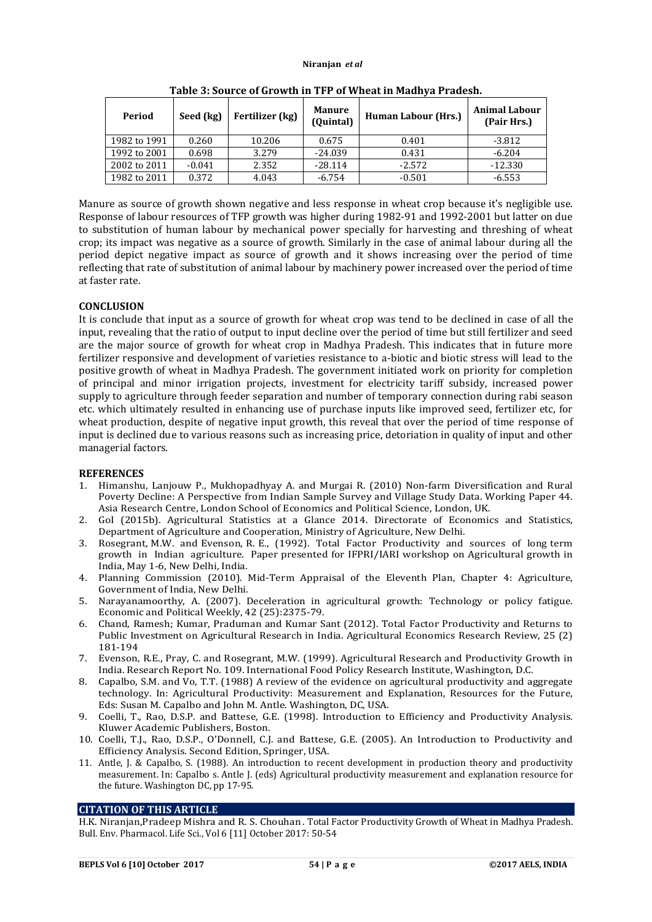**Table 3: Source of Growth in TFP of Wheat in Madhya Pradesh.**

| Period | Seed (kg) | Fertilizer (kg) | Manure (Quintal) | Human Labour (Hrs.) | Animal Labour (Pair Hrs.) |
|---|---|---|---|---|---|
| 1982 to 1991 | 0.260 | 10.206 | 0.675 | 0.401 | -3.812 |
| 1992 to 2001 | 0.698 | 3.279 | -24.039 | 0.431 | -6.204 |
| 2002 to 2011 | -0.041 | 2.352 | -28.114 | -2.572 | -12.330 |
| 1982 to 2011 | 0.372 | 4.043 | -6.754 | -0.501 | -6.553 |

Manure as source of growth shown negative and less response in wheat crop because it's negligible use. Response of labour resources of TFP growth was higher during 1982-91 and 1992-2001 but latter on due to substitution of human labour by mechanical power specially for harvesting and threshing of wheat crop; its impact was negative as a source of growth. Similarly in the case of animal labour during all the period depict negative impact as source of growth and it shows increasing over the period of time reflecting that rate of substitution of animal labour by machinery power increased over the period of time at faster rate.

## CONCLUSION

It is conclude that input as a source of growth for wheat crop was tend to be declined in case of all the input, revealing that the ratio of output to input decline over the period of time but still fertilizer and seed are the major source of growth for wheat crop in Madhya Pradesh. This indicates that in future more fertilizer responsive and development of varieties resistance to a-biotic and biotic stress will lead to the positive growth of wheat in Madhya Pradesh. The government initiated work on priority for completion of principal and minor irrigation projects, investment for electricity tariff subsidy, increased power supply to agriculture through feeder separation and number of temporary connection during rabi season etc. which ultimately resulted in enhancing use of purchase inputs like improved seed, fertilizer etc, for wheat production, despite of negative input growth, this reveal that over the period of time response of input is declined due to various reasons such as increasing price, detoriation in quality of input and other managerial factors.

## REFERENCES

1. Himanshu, Lanjouw P., Mukhopadhyay A. and Murgai R. (2010) Non-farm Diversification and Rural Poverty Decline: A Perspective from Indian Sample Survey and Village Study Data. Working Paper 44. Asia Research Centre, London School of Economics and Political Science, London, UK.
2. GoI (2015b). Agricultural Statistics at a Glance 2014. Directorate of Economics and Statistics, Department of Agriculture and Cooperation, Ministry of Agriculture, New Delhi.
3. Rosegrant, M.W. and Evenson, R. E., (1992). Total Factor Productivity and sources of long term growth in Indian agriculture. Paper presented for IFPRI/IARI workshop on Agricultural growth in India, May 1-6, New Delhi, India.
4. Planning Commission (2010). Mid-Term Appraisal of the Eleventh Plan, Chapter 4: Agriculture, Government of India, New Delhi.
5. Narayanamoorthy, A. (2007). Deceleration in agricultural growth: Technology or policy fatigue. Economic and Political Weekly, 42 (25):2375-79.
6. Chand, Ramesh; Kumar, Praduman and Kumar Sant (2012). Total Factor Productivity and Returns to Public Investment on Agricultural Research in India. Agricultural Economics Research Review, 25 (2) 181-194
7. Evenson, R.E., Pray, C. and Rosegrant, M.W. (1999). Agricultural Research and Productivity Growth in India. Research Report No. 109. International Food Policy Research Institute, Washington, D.C.
8. Capalbo, S.M. and Vo, T.T. (1988) A review of the evidence on agricultural productivity and aggregate technology. In: Agricultural Productivity: Measurement and Explanation, Resources for the Future, Eds: Susan M. Capalbo and John M. Antle. Washington, DC, USA.
9. Coelli, T., Rao, D.S.P. and Battese, G.E. (1998). Introduction to Efficiency and Productivity Analysis. Kluwer Academic Publishers, Boston.
10. Coelli, T.J., Rao, D.S.P., O'Donnell, C.J. and Battese, G.E. (2005). An Introduction to Productivity and Efficiency Analysis. Second Edition, Springer, USA.
11. Antle, J. & Capalbo, S. (1988). An introduction to recent development in production theory and productivity measurement. In: Capalbo s. Antle J. (eds) Agricultural productivity measurement and explanation resource for the future. Washington DC, pp 17-95.

## CITATION OF THIS ARTICLE

H.K. Niranjan,Pradeep Mishra and R. S. Chouhan . Total Factor Productivity Growth of Wheat in Madhya Pradesh. Bull. Env. Pharmacol. Life Sci., Vol 6 [11] October 2017: 50-54